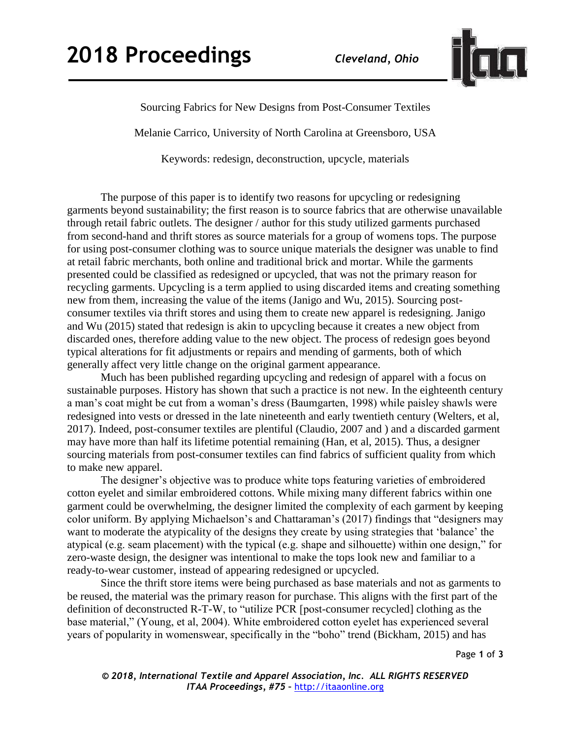# Sourcing Fabrics for New Designs from Post-Consumer Textiles

Melanie Carrico, University of North Carolina at Greensboro, USA

Keywords: redesign, deconstruction, upcycle, materials

The purpose of this paper is to identify two reasons for upcycling or redesigning garments beyond sustainability; the first reason is to source fabrics that are otherwise unavailable through retail fabric outlets. The designer / author for this study utilized garments purchased from second-hand and thrift stores as source materials for a group of womens tops. The purpose for using post-consumer clothing was to source unique materials the designer was unable to find at retail fabric merchants, both online and traditional brick and mortar. While the garments presented could be classified as redesigned or upcycled, that was not the primary reason for recycling garments. Upcycling is a term applied to using discarded items and creating something new from them, increasing the value of the items (Janigo and Wu, 2015). Sourcing post-consumer textiles via thrift stores and using them to create new apparel is redesigning. Janigo and Wu (2015) stated that redesign is akin to upcycling because it creates a new object from discarded ones, therefore adding value to the new object. The process of redesign goes beyond typical alterations for fit adjustments or repairs and mending of garments, both of which generally affect very little change on the original garment appearance.

Much has been published regarding upcycling and redesign of apparel with a focus on sustainable purposes. History has shown that such a practice is not new. In the eighteenth century a man's coat might be cut from a woman's dress (Baumgarten, 1998) while paisley shawls were redesigned into vests or dressed in the late nineteenth and early twentieth century (Welters, et al, 2017). Indeed, post-consumer textiles are plentiful (Claudio, 2007 and ) and a discarded garment may have more than half its lifetime potential remaining (Han, et al, 2015). Thus, a designer sourcing materials from post-consumer textiles can find fabrics of sufficient quality from which to make new apparel.

The designer's objective was to produce white tops featuring varieties of embroidered cotton eyelet and similar embroidered cottons. While mixing many different fabrics within one garment could be overwhelming, the designer limited the complexity of each garment by keeping color uniform. By applying Michaelson's and Chattaraman's (2017) findings that "designers may want to moderate the atypicality of the designs they create by using strategies that 'balance' the atypical (e.g. seam placement) with the typical (e.g. shape and silhouette) within one design," for zero-waste design, the designer was intentional to make the tops look new and familiar to a ready-to-wear customer, instead of appearing redesigned or upcycled.

Since the thrift store items were being purchased as base materials and not as garments to be reused, the material was the primary reason for purchase. This aligns with the first part of the definition of deconstructed R-T-W, to "utilize PCR [post-consumer recycled] clothing as the base material," (Young, et al, 2004). White embroidered cotton eyelet has experienced several years of popularity in womenswear, specifically in the "boho" trend (Bickham, 2015) and has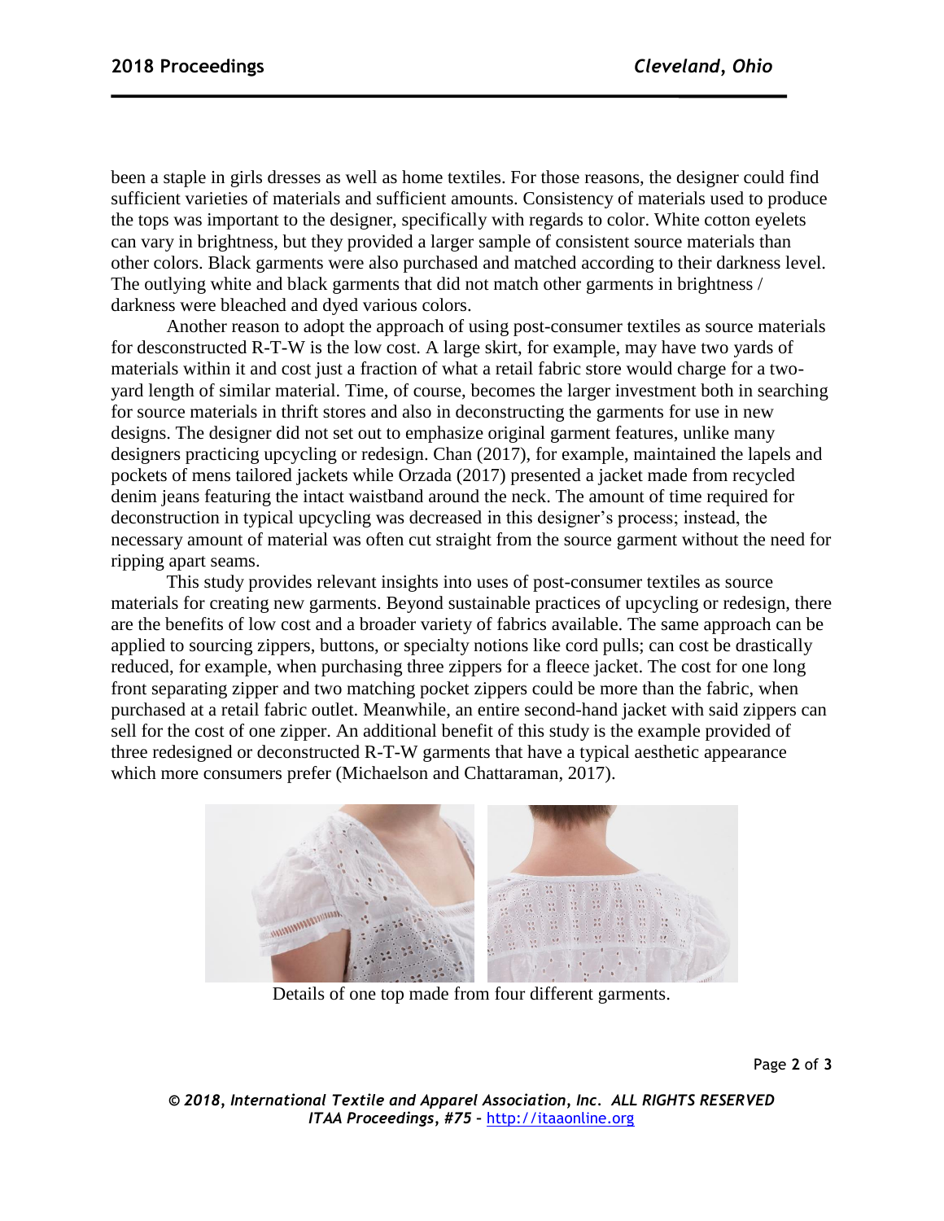been a staple in girls dresses as well as home textiles. For those reasons, the designer could find sufficient varieties of materials and sufficient amounts. Consistency of materials used to produce the tops was important to the designer, specifically with regards to color. White cotton eyelets can vary in brightness, but they provided a larger sample of consistent source materials than other colors. Black garments were also purchased and matched according to their darkness level. The outlying white and black garments that did not match other garments in brightness / darkness were bleached and dyed various colors.

Another reason to adopt the approach of using post-consumer textiles as source materials for desconstructed R-T-W is the low cost. A large skirt, for example, may have two yards of materials within it and cost just a fraction of what a retail fabric store would charge for a two-yard length of similar material. Time, of course, becomes the larger investment both in searching for source materials in thrift stores and also in deconstructing the garments for use in new designs. The designer did not set out to emphasize original garment features, unlike many designers practicing upcycling or redesign. Chan (2017), for example, maintained the lapels and pockets of mens tailored jackets while Orzada (2017) presented a jacket made from recycled denim jeans featuring the intact waistband around the neck. The amount of time required for deconstruction in typical upcycling was decreased in this designer's process; instead, the necessary amount of material was often cut straight from the source garment without the need for ripping apart seams.

This study provides relevant insights into uses of post-consumer textiles as source materials for creating new garments. Beyond sustainable practices of upcycling or redesign, there are the benefits of low cost and a broader variety of fabrics available. The same approach can be applied to sourcing zippers, buttons, or specialty notions like cord pulls; can cost be drastically reduced, for example, when purchasing three zippers for a fleece jacket. The cost for one long front separating zipper and two matching pocket zippers could be more than the fabric, when purchased at a retail fabric outlet. Meanwhile, an entire second-hand jacket with said zippers can sell for the cost of one zipper. An additional benefit of this study is the example provided of three redesigned or deconstructed R-T-W garments that have a typical aesthetic appearance which more consumers prefer (Michaelson and Chattaraman, 2017).

Details of one top made from four different garments.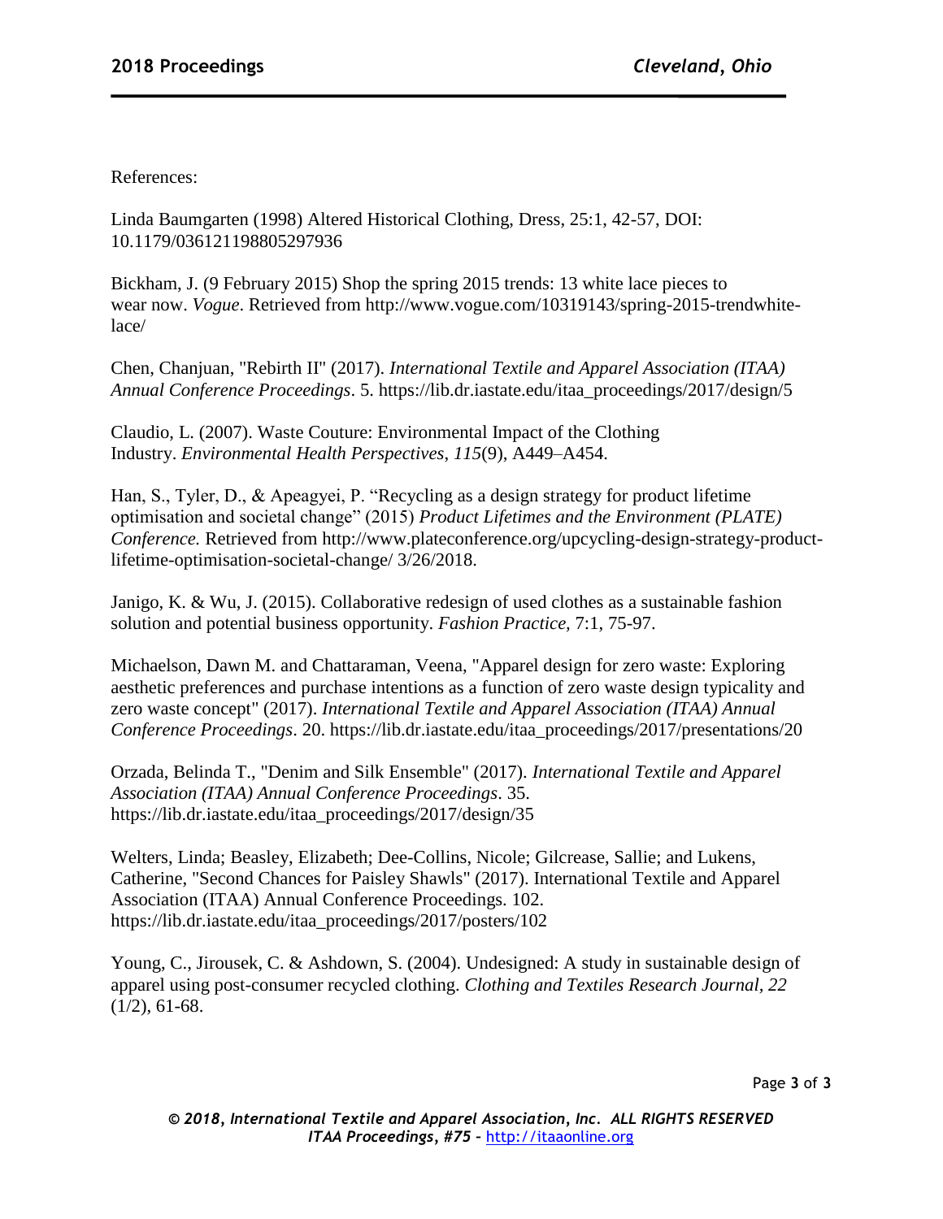References:

Linda Baumgarten (1998) Altered Historical Clothing, Dress, 25:1, 42-57, DOI: 10.1179/036121198805297936

Bickham, J. (9 February 2015) Shop the spring 2015 trends: 13 white lace pieces to wear now. *Vogue*. Retrieved from http://www.vogue.com/10319143/spring-2015-trendwhite-lace/

Chen, Chanjuan, "Rebirth II" (2017). *International Textile and Apparel Association (ITAA) Annual Conference Proceedings*. 5. https://lib.dr.iastate.edu/itaa_proceedings/2017/design/5

Claudio, L. (2007). Waste Couture: Environmental Impact of the Clothing Industry. *Environmental Health Perspectives*, *115*(9), A449–A454.

Han, S., Tyler, D., & Apeagyei, P. "Recycling as a design strategy for product lifetime optimisation and societal change" (2015) *Product Lifetimes and the Environment (PLATE) Conference.* Retrieved from http://www.plateconference.org/upcycling-design-strategy-product-lifetime-optimisation-societal-change/ 3/26/2018.

Janigo, K. & Wu, J. (2015). Collaborative redesign of used clothes as a sustainable fashion solution and potential business opportunity. *Fashion Practice,* 7:1, 75-97.

Michaelson, Dawn M. and Chattaraman, Veena, "Apparel design for zero waste: Exploring aesthetic preferences and purchase intentions as a function of zero waste design typicality and zero waste concept" (2017). *International Textile and Apparel Association (ITAA) Annual Conference Proceedings*. 20. https://lib.dr.iastate.edu/itaa_proceedings/2017/presentations/20

Orzada, Belinda T., "Denim and Silk Ensemble" (2017). *International Textile and Apparel Association (ITAA) Annual Conference Proceedings*. 35. https://lib.dr.iastate.edu/itaa_proceedings/2017/design/35

Welters, Linda; Beasley, Elizabeth; Dee-Collins, Nicole; Gilcrease, Sallie; and Lukens, Catherine, "Second Chances for Paisley Shawls" (2017). International Textile and Apparel Association (ITAA) Annual Conference Proceedings. 102. https://lib.dr.iastate.edu/itaa_proceedings/2017/posters/102

Young, C., Jirousek, C. & Ashdown, S. (2004). Undesigned: A study in sustainable design of apparel using post-consumer recycled clothing. *Clothing and Textiles Research Journal, 22* (1/2), 61-68.